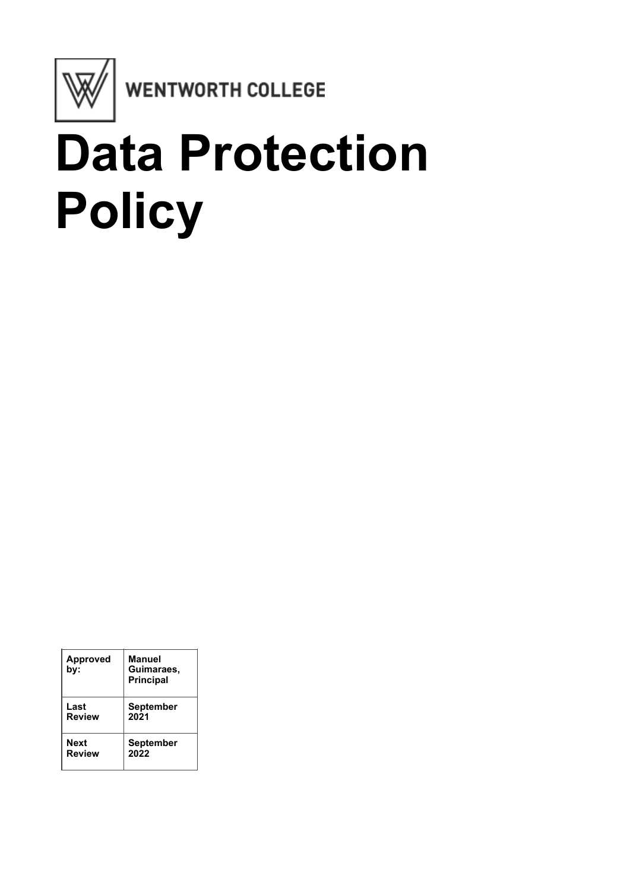WENTWORTH COLLEGE

# Data Protection Policy

| Approved by: | Manuel Guimaraes, Principal |
|---|---|
| Last Review | September 2021 |
| Next Review | September 2022 |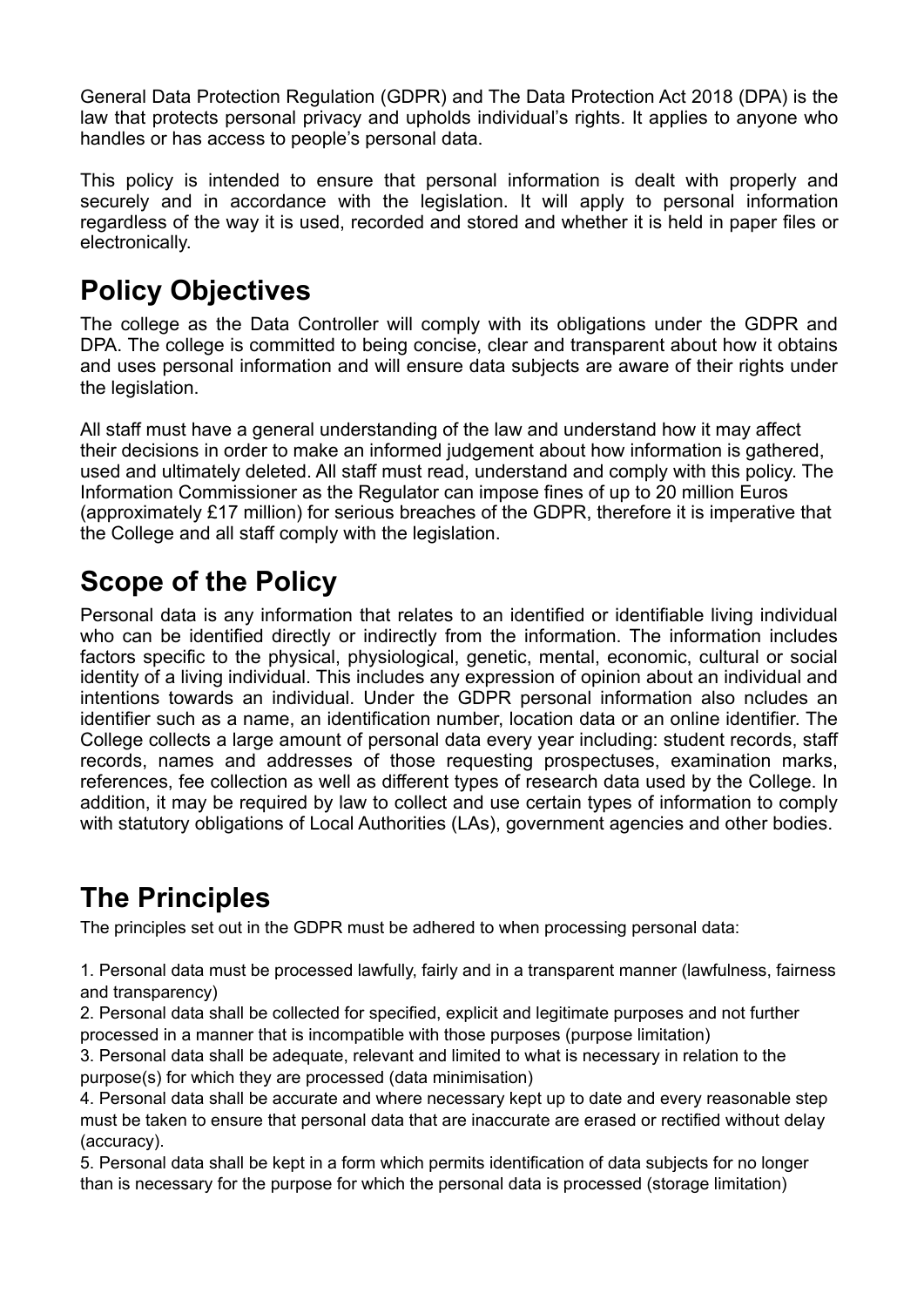General Data Protection Regulation (GDPR) and The Data Protection Act 2018 (DPA) is the law that protects personal privacy and upholds individual's rights. It applies to anyone who handles or has access to people's personal data.

This policy is intended to ensure that personal information is dealt with properly and securely and in accordance with the legislation. It will apply to personal information regardless of the way it is used, recorded and stored and whether it is held in paper files or electronically.

## Policy Objectives

The college as the Data Controller will comply with its obligations under the GDPR and DPA. The college is committed to being concise, clear and transparent about how it obtains and uses personal information and will ensure data subjects are aware of their rights under the legislation.

All staff must have a general understanding of the law and understand how it may affect their decisions in order to make an informed judgement about how information is gathered, used and ultimately deleted. All staff must read, understand and comply with this policy. The Information Commissioner as the Regulator can impose fines of up to 20 million Euros (approximately £17 million) for serious breaches of the GDPR, therefore it is imperative that the College and all staff comply with the legislation.

## Scope of the Policy

Personal data is any information that relates to an identified or identifiable living individual who can be identified directly or indirectly from the information. The information includes factors specific to the physical, physiological, genetic, mental, economic, cultural or social identity of a living individual. This includes any expression of opinion about an individual and intentions towards an individual. Under the GDPR personal information also ncludes an identifier such as a name, an identification number, location data or an online identifier. The College collects a large amount of personal data every year including: student records, staff records, names and addresses of those requesting prospectuses, examination marks, references, fee collection as well as different types of research data used by the College. In addition, it may be required by law to collect and use certain types of information to comply with statutory obligations of Local Authorities (LAs), government agencies and other bodies.

## The Principles

The principles set out in the GDPR must be adhered to when processing personal data:

1. Personal data must be processed lawfully, fairly and in a transparent manner (lawfulness, fairness and transparency)
2. Personal data shall be collected for specified, explicit and legitimate purposes and not further processed in a manner that is incompatible with those purposes (purpose limitation)
3. Personal data shall be adequate, relevant and limited to what is necessary in relation to the purpose(s) for which they are processed (data minimisation)
4. Personal data shall be accurate and where necessary kept up to date and every reasonable step must be taken to ensure that personal data that are inaccurate are erased or rectified without delay (accuracy).
5. Personal data shall be kept in a form which permits identification of data subjects for no longer than is necessary for the purpose for which the personal data is processed (storage limitation)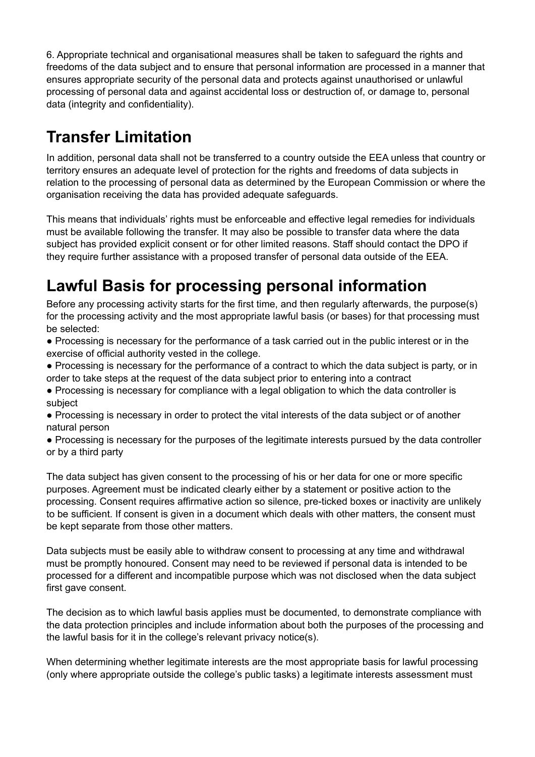6. Appropriate technical and organisational measures shall be taken to safeguard the rights and freedoms of the data subject and to ensure that personal information are processed in a manner that ensures appropriate security of the personal data and protects against unauthorised or unlawful processing of personal data and against accidental loss or destruction of, or damage to, personal data (integrity and confidentiality).

## Transfer Limitation

In addition, personal data shall not be transferred to a country outside the EEA unless that country or territory ensures an adequate level of protection for the rights and freedoms of data subjects in relation to the processing of personal data as determined by the European Commission or where the organisation receiving the data has provided adequate safeguards.

This means that individuals' rights must be enforceable and effective legal remedies for individuals must be available following the transfer. It may also be possible to transfer data where the data subject has provided explicit consent or for other limited reasons. Staff should contact the DPO if they require further assistance with a proposed transfer of personal data outside of the EEA.

## Lawful Basis for processing personal information

Before any processing activity starts for the first time, and then regularly afterwards, the purpose(s) for the processing activity and the most appropriate lawful basis (or bases) for that processing must be selected:

- Processing is necessary for the performance of a task carried out in the public interest or in the exercise of official authority vested in the college.
- Processing is necessary for the performance of a contract to which the data subject is party, or in order to take steps at the request of the data subject prior to entering into a contract
- Processing is necessary for compliance with a legal obligation to which the data controller is subject
- Processing is necessary in order to protect the vital interests of the data subject or of another natural person
- Processing is necessary for the purposes of the legitimate interests pursued by the data controller or by a third party

The data subject has given consent to the processing of his or her data for one or more specific purposes. Agreement must be indicated clearly either by a statement or positive action to the processing. Consent requires affirmative action so silence, pre-ticked boxes or inactivity are unlikely to be sufficient. If consent is given in a document which deals with other matters, the consent must be kept separate from those other matters.

Data subjects must be easily able to withdraw consent to processing at any time and withdrawal must be promptly honoured. Consent may need to be reviewed if personal data is intended to be processed for a different and incompatible purpose which was not disclosed when the data subject first gave consent.

The decision as to which lawful basis applies must be documented, to demonstrate compliance with the data protection principles and include information about both the purposes of the processing and the lawful basis for it in the college's relevant privacy notice(s).

When determining whether legitimate interests are the most appropriate basis for lawful processing (only where appropriate outside the college's public tasks) a legitimate interests assessment must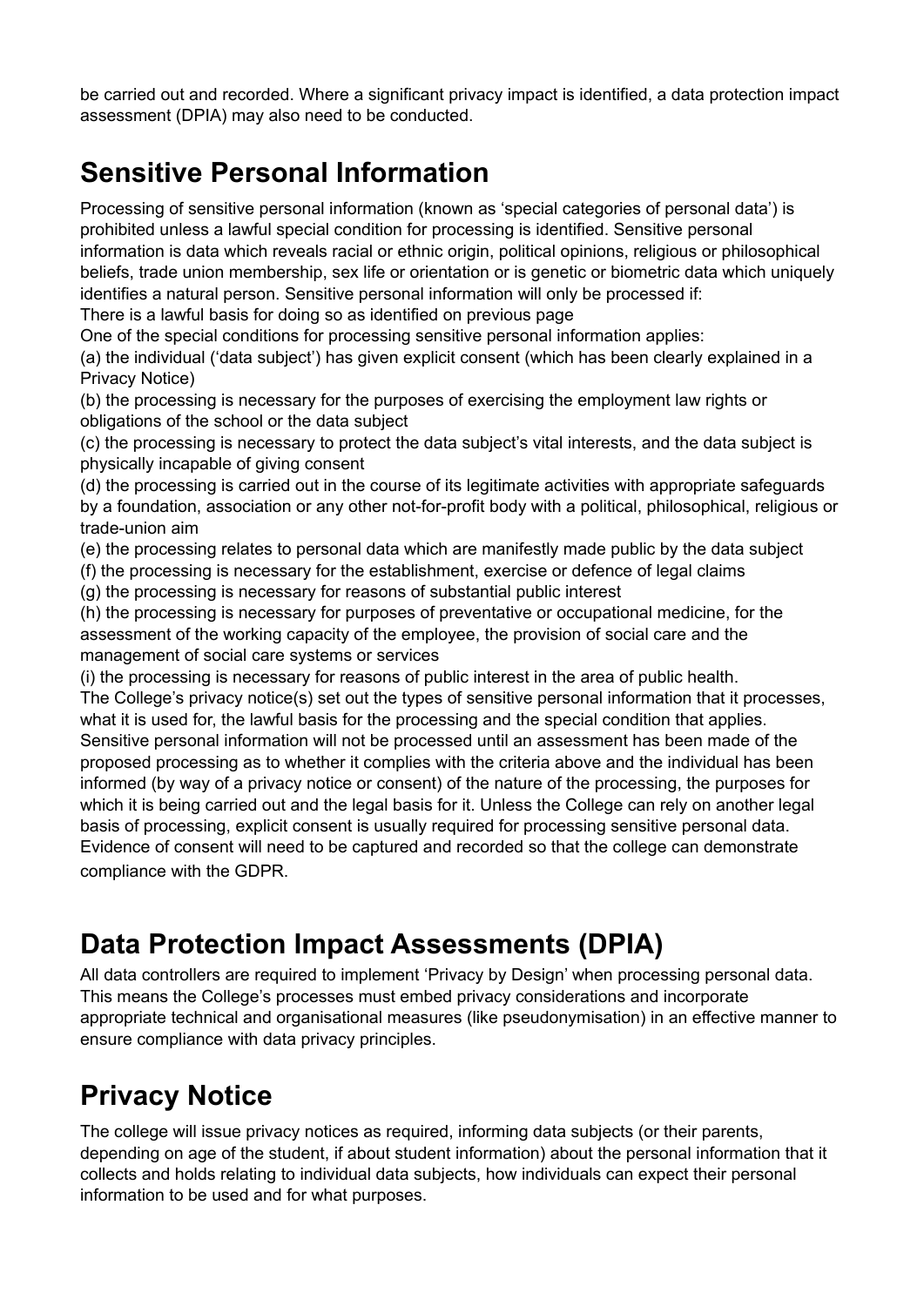be carried out and recorded. Where a significant privacy impact is identified, a data protection impact assessment (DPIA) may also need to be conducted.

## Sensitive Personal Information

Processing of sensitive personal information (known as 'special categories of personal data') is prohibited unless a lawful special condition for processing is identified. Sensitive personal information is data which reveals racial or ethnic origin, political opinions, religious or philosophical beliefs, trade union membership, sex life or orientation or is genetic or biometric data which uniquely identifies a natural person. Sensitive personal information will only be processed if:

There is a lawful basis for doing so as identified on previous page

One of the special conditions for processing sensitive personal information applies:

(a) the individual ('data subject') has given explicit consent (which has been clearly explained in a Privacy Notice)

(b) the processing is necessary for the purposes of exercising the employment law rights or obligations of the school or the data subject

(c) the processing is necessary to protect the data subject's vital interests, and the data subject is physically incapable of giving consent

(d) the processing is carried out in the course of its legitimate activities with appropriate safeguards by a foundation, association or any other not-for-profit body with a political, philosophical, religious or trade-union aim

(e) the processing relates to personal data which are manifestly made public by the data subject

(f) the processing is necessary for the establishment, exercise or defence of legal claims

(g) the processing is necessary for reasons of substantial public interest

(h) the processing is necessary for purposes of preventative or occupational medicine, for the assessment of the working capacity of the employee, the provision of social care and the management of social care systems or services

(i) the processing is necessary for reasons of public interest in the area of public health.

The College's privacy notice(s) set out the types of sensitive personal information that it processes, what it is used for, the lawful basis for the processing and the special condition that applies. Sensitive personal information will not be processed until an assessment has been made of the proposed processing as to whether it complies with the criteria above and the individual has been informed (by way of a privacy notice or consent) of the nature of the processing, the purposes for which it is being carried out and the legal basis for it. Unless the College can rely on another legal basis of processing, explicit consent is usually required for processing sensitive personal data. Evidence of consent will need to be captured and recorded so that the college can demonstrate compliance with the GDPR.

## Data Protection Impact Assessments (DPIA)

All data controllers are required to implement 'Privacy by Design' when processing personal data. This means the College's processes must embed privacy considerations and incorporate appropriate technical and organisational measures (like pseudonymisation) in an effective manner to ensure compliance with data privacy principles.

## Privacy Notice

The college will issue privacy notices as required, informing data subjects (or their parents, depending on age of the student, if about student information) about the personal information that it collects and holds relating to individual data subjects, how individuals can expect their personal information to be used and for what purposes.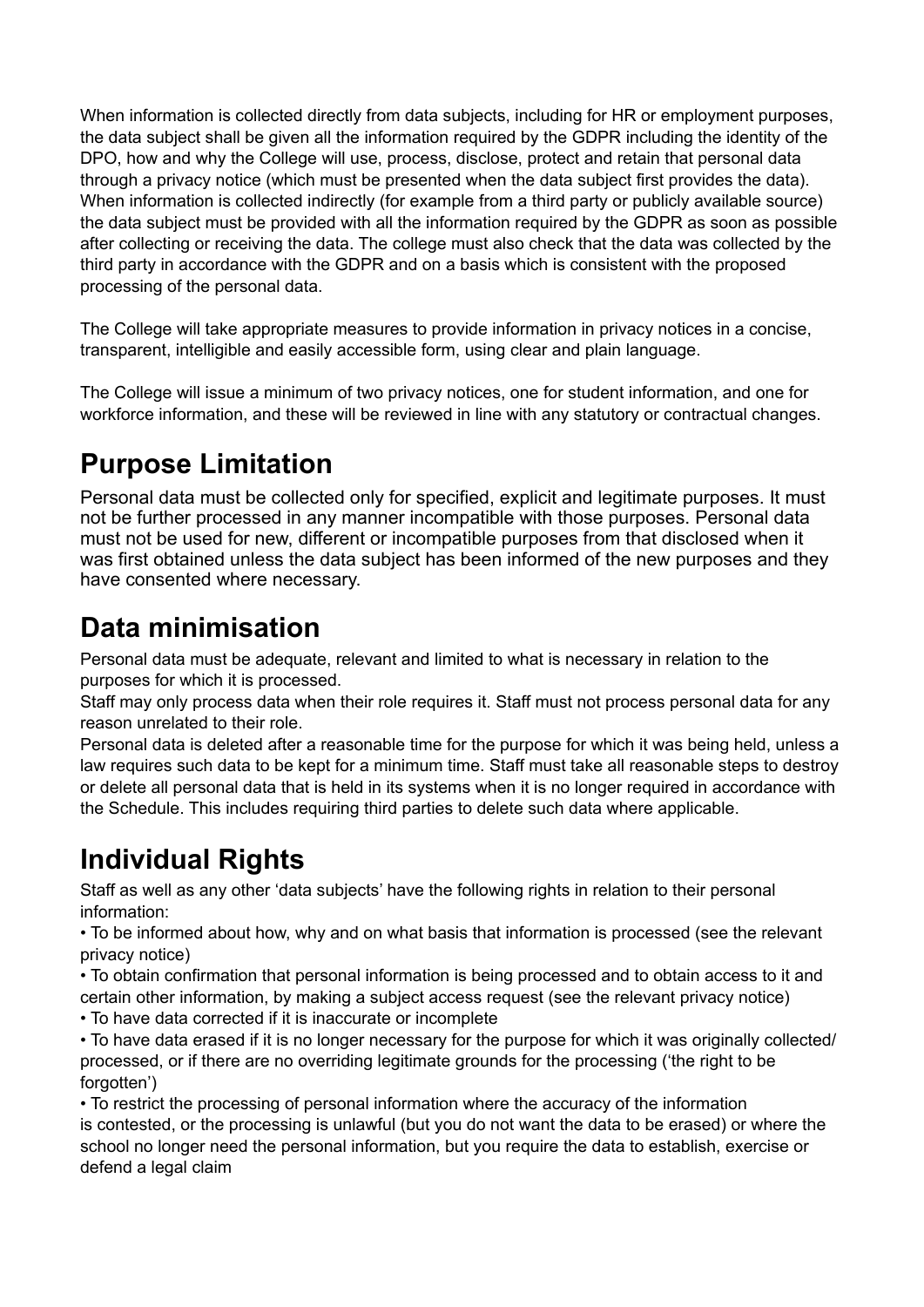When information is collected directly from data subjects, including for HR or employment purposes, the data subject shall be given all the information required by the GDPR including the identity of the DPO, how and why the College will use, process, disclose, protect and retain that personal data through a privacy notice (which must be presented when the data subject first provides the data). When information is collected indirectly (for example from a third party or publicly available source) the data subject must be provided with all the information required by the GDPR as soon as possible after collecting or receiving the data. The college must also check that the data was collected by the third party in accordance with the GDPR and on a basis which is consistent with the proposed processing of the personal data.

The College will take appropriate measures to provide information in privacy notices in a concise, transparent, intelligible and easily accessible form, using clear and plain language.

The College will issue a minimum of two privacy notices, one for student information, and one for workforce information, and these will be reviewed in line with any statutory or contractual changes.

## Purpose Limitation

Personal data must be collected only for specified, explicit and legitimate purposes. It must not be further processed in any manner incompatible with those purposes. Personal data must not be used for new, different or incompatible purposes from that disclosed when it was first obtained unless the data subject has been informed of the new purposes and they have consented where necessary.

## Data minimisation

Personal data must be adequate, relevant and limited to what is necessary in relation to the purposes for which it is processed.
Staff may only process data when their role requires it. Staff must not process personal data for any reason unrelated to their role.
Personal data is deleted after a reasonable time for the purpose for which it was being held, unless a law requires such data to be kept for a minimum time. Staff must take all reasonable steps to destroy or delete all personal data that is held in its systems when it is no longer required in accordance with the Schedule. This includes requiring third parties to delete such data where applicable.

## Individual Rights

Staff as well as any other 'data subjects' have the following rights in relation to their personal information:

- To be informed about how, why and on what basis that information is processed (see the relevant privacy notice)
- To obtain confirmation that personal information is being processed and to obtain access to it and certain other information, by making a subject access request (see the relevant privacy notice)
- To have data corrected if it is inaccurate or incomplete
- To have data erased if it is no longer necessary for the purpose for which it was originally collected/ processed, or if there are no overriding legitimate grounds for the processing ('the right to be forgotten')
- To restrict the processing of personal information where the accuracy of the information is contested, or the processing is unlawful (but you do not want the data to be erased) or where the school no longer need the personal information, but you require the data to establish, exercise or defend a legal claim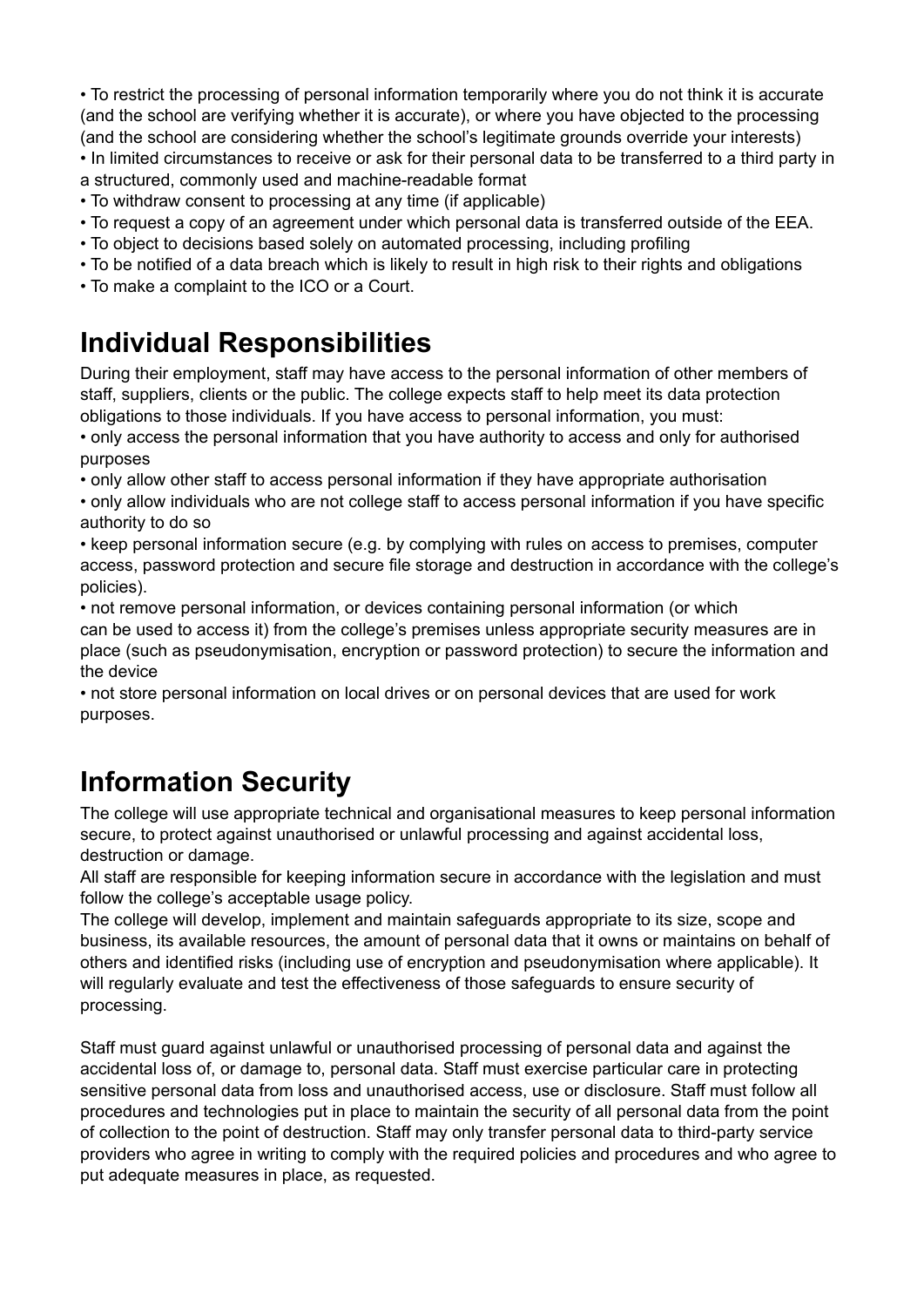- To restrict the processing of personal information temporarily where you do not think it is accurate (and the school are verifying whether it is accurate), or where you have objected to the processing (and the school are considering whether the school's legitimate grounds override your interests)
- In limited circumstances to receive or ask for their personal data to be transferred to a third party in a structured, commonly used and machine-readable format
- To withdraw consent to processing at any time (if applicable)
- To request a copy of an agreement under which personal data is transferred outside of the EEA.
- To object to decisions based solely on automated processing, including profiling
- To be notified of a data breach which is likely to result in high risk to their rights and obligations
- To make a complaint to the ICO or a Court.

## Individual Responsibilities

During their employment, staff may have access to the personal information of other members of staff, suppliers, clients or the public. The college expects staff to help meet its data protection obligations to those individuals. If you have access to personal information, you must:

- only access the personal information that you have authority to access and only for authorised purposes
- only allow other staff to access personal information if they have appropriate authorisation
- only allow individuals who are not college staff to access personal information if you have specific authority to do so
- keep personal information secure (e.g. by complying with rules on access to premises, computer access, password protection and secure file storage and destruction in accordance with the college's policies).
- not remove personal information, or devices containing personal information (or which can be used to access it) from the college's premises unless appropriate security measures are in place (such as pseudonymisation, encryption or password protection) to secure the information and the device
- not store personal information on local drives or on personal devices that are used for work purposes.

## Information Security

The college will use appropriate technical and organisational measures to keep personal information secure, to protect against unauthorised or unlawful processing and against accidental loss, destruction or damage.

All staff are responsible for keeping information secure in accordance with the legislation and must follow the college's acceptable usage policy.

The college will develop, implement and maintain safeguards appropriate to its size, scope and business, its available resources, the amount of personal data that it owns or maintains on behalf of others and identified risks (including use of encryption and pseudonymisation where applicable). It will regularly evaluate and test the effectiveness of those safeguards to ensure security of processing.

Staff must guard against unlawful or unauthorised processing of personal data and against the accidental loss of, or damage to, personal data. Staff must exercise particular care in protecting sensitive personal data from loss and unauthorised access, use or disclosure. Staff must follow all procedures and technologies put in place to maintain the security of all personal data from the point of collection to the point of destruction. Staff may only transfer personal data to third-party service providers who agree in writing to comply with the required policies and procedures and who agree to put adequate measures in place, as requested.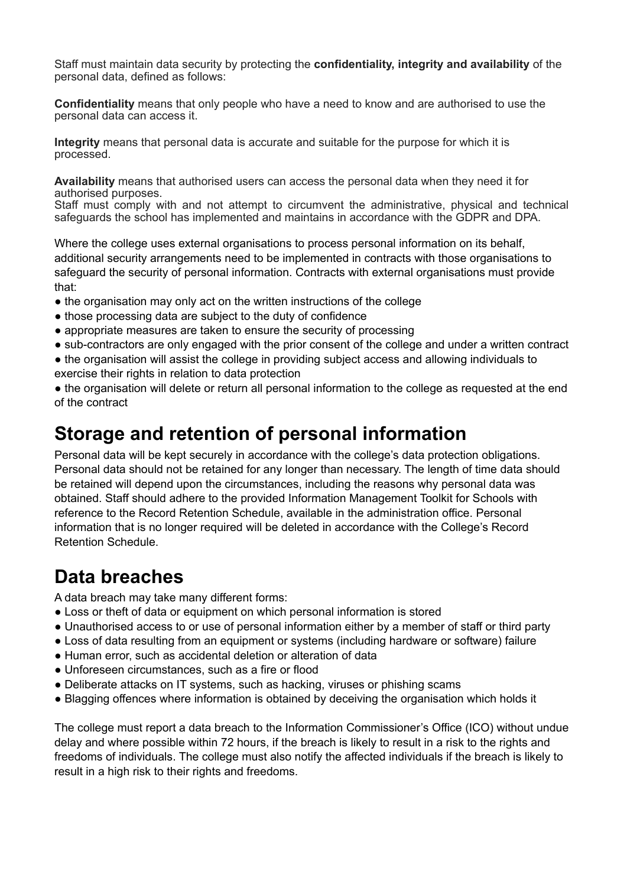Staff must maintain data security by protecting the **confidentiality, integrity and availability** of the personal data, defined as follows:

**Confidentiality** means that only people who have a need to know and are authorised to use the personal data can access it.

**Integrity** means that personal data is accurate and suitable for the purpose for which it is processed.

**Availability** means that authorised users can access the personal data when they need it for authorised purposes.
Staff must comply with and not attempt to circumvent the administrative, physical and technical safeguards the school has implemented and maintains in accordance with the GDPR and DPA.

Where the college uses external organisations to process personal information on its behalf, additional security arrangements need to be implemented in contracts with those organisations to safeguard the security of personal information. Contracts with external organisations must provide that:

- the organisation may only act on the written instructions of the college
- those processing data are subject to the duty of confidence
- appropriate measures are taken to ensure the security of processing
- sub-contractors are only engaged with the prior consent of the college and under a written contract
- the organisation will assist the college in providing subject access and allowing individuals to exercise their rights in relation to data protection
- the organisation will delete or return all personal information to the college as requested at the end of the contract

# Storage and retention of personal information

Personal data will be kept securely in accordance with the college's data protection obligations. Personal data should not be retained for any longer than necessary. The length of time data should be retained will depend upon the circumstances, including the reasons why personal data was obtained. Staff should adhere to the provided Information Management Toolkit for Schools with reference to the Record Retention Schedule, available in the administration office. Personal information that is no longer required will be deleted in accordance with the College's Record Retention Schedule.

# Data breaches

A data breach may take many different forms:

- Loss or theft of data or equipment on which personal information is stored
- Unauthorised access to or use of personal information either by a member of staff or third party
- Loss of data resulting from an equipment or systems (including hardware or software) failure
- Human error, such as accidental deletion or alteration of data
- Unforeseen circumstances, such as a fire or flood
- Deliberate attacks on IT systems, such as hacking, viruses or phishing scams
- Blagging offences where information is obtained by deceiving the organisation which holds it

The college must report a data breach to the Information Commissioner's Office (ICO) without undue delay and where possible within 72 hours, if the breach is likely to result in a risk to the rights and freedoms of individuals. The college must also notify the affected individuals if the breach is likely to result in a high risk to their rights and freedoms.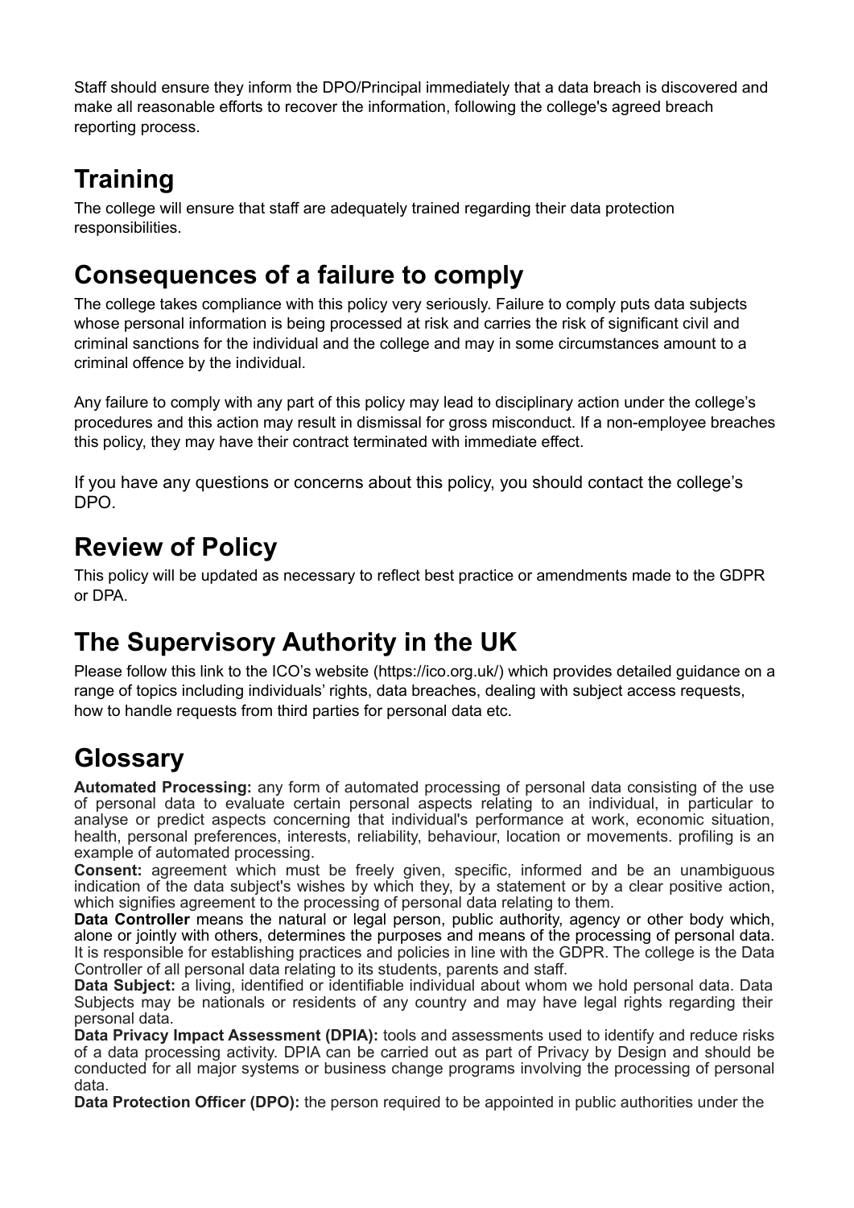Staff should ensure they inform the DPO/Principal immediately that a data breach is discovered and make all reasonable efforts to recover the information, following the college's agreed breach reporting process.

## Training

The college will ensure that staff are adequately trained regarding their data protection responsibilities.

## Consequences of a failure to comply

The college takes compliance with this policy very seriously. Failure to comply puts data subjects whose personal information is being processed at risk and carries the risk of significant civil and criminal sanctions for the individual and the college and may in some circumstances amount to a criminal offence by the individual.

Any failure to comply with any part of this policy may lead to disciplinary action under the college's procedures and this action may result in dismissal for gross misconduct. If a non-employee breaches this policy, they may have their contract terminated with immediate effect.

If you have any questions or concerns about this policy, you should contact the college's DPO.

## Review of Policy

This policy will be updated as necessary to reflect best practice or amendments made to the GDPR or DPA.

## The Supervisory Authority in the UK

Please follow this link to the ICO's website (https://ico.org.uk/) which provides detailed guidance on a range of topics including individuals' rights, data breaches, dealing with subject access requests, how to handle requests from third parties for personal data etc.

## Glossary

**Automated Processing:** any form of automated processing of personal data consisting of the use of personal data to evaluate certain personal aspects relating to an individual, in particular to analyse or predict aspects concerning that individual's performance at work, economic situation, health, personal preferences, interests, reliability, behaviour, location or movements. profiling is an example of automated processing.

**Consent:** agreement which must be freely given, specific, informed and be an unambiguous indication of the data subject's wishes by which they, by a statement or by a clear positive action, which signifies agreement to the processing of personal data relating to them.

**Data Controller** means the natural or legal person, public authority, agency or other body which, alone or jointly with others, determines the purposes and means of the processing of personal data. It is responsible for establishing practices and policies in line with the GDPR. The college is the Data Controller of all personal data relating to its students, parents and staff.

**Data Subject:** a living, identified or identifiable individual about whom we hold personal data. Data Subjects may be nationals or residents of any country and may have legal rights regarding their personal data.

**Data Privacy Impact Assessment (DPIA):** tools and assessments used to identify and reduce risks of a data processing activity. DPIA can be carried out as part of Privacy by Design and should be conducted for all major systems or business change programs involving the processing of personal data.

**Data Protection Officer (DPO):** the person required to be appointed in public authorities under the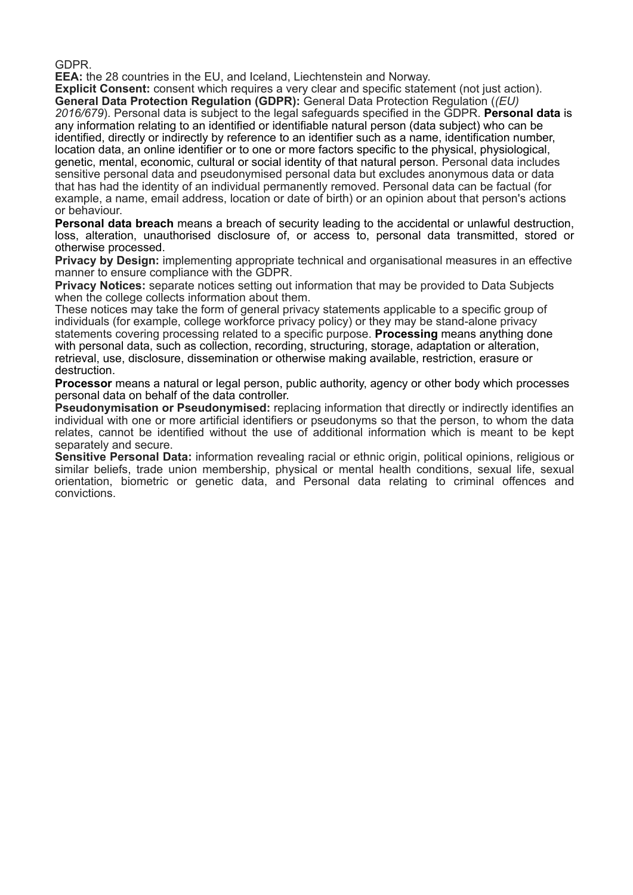GDPR.

**EEA:** the 28 countries in the EU, and Iceland, Liechtenstein and Norway.

**Explicit Consent:** consent which requires a very clear and specific statement (not just action).

**General Data Protection Regulation (GDPR):** General Data Protection Regulation (*(EU) 2016/679*). Personal data is subject to the legal safeguards specified in the GDPR. **Personal data** is any information relating to an identified or identifiable natural person (data subject) who can be identified, directly or indirectly by reference to an identifier such as a name, identification number, location data, an online identifier or to one or more factors specific to the physical, physiological, genetic, mental, economic, cultural or social identity of that natural person. Personal data includes sensitive personal data and pseudonymised personal data but excludes anonymous data or data that has had the identity of an individual permanently removed. Personal data can be factual (for example, a name, email address, location or date of birth) or an opinion about that person's actions or behaviour.

**Personal data breach** means a breach of security leading to the accidental or unlawful destruction, loss, alteration, unauthorised disclosure of, or access to, personal data transmitted, stored or otherwise processed.

**Privacy by Design:** implementing appropriate technical and organisational measures in an effective manner to ensure compliance with the GDPR.

**Privacy Notices:** separate notices setting out information that may be provided to Data Subjects when the college collects information about them.

These notices may take the form of general privacy statements applicable to a specific group of individuals (for example, college workforce privacy policy) or they may be stand-alone privacy statements covering processing related to a specific purpose. **Processing** means anything done with personal data, such as collection, recording, structuring, storage, adaptation or alteration, retrieval, use, disclosure, dissemination or otherwise making available, restriction, erasure or destruction.

**Processor** means a natural or legal person, public authority, agency or other body which processes personal data on behalf of the data controller.

**Pseudonymisation or Pseudonymised:** replacing information that directly or indirectly identifies an individual with one or more artificial identifiers or pseudonyms so that the person, to whom the data relates, cannot be identified without the use of additional information which is meant to be kept separately and secure.

**Sensitive Personal Data:** information revealing racial or ethnic origin, political opinions, religious or similar beliefs, trade union membership, physical or mental health conditions, sexual life, sexual orientation, biometric or genetic data, and Personal data relating to criminal offences and convictions.